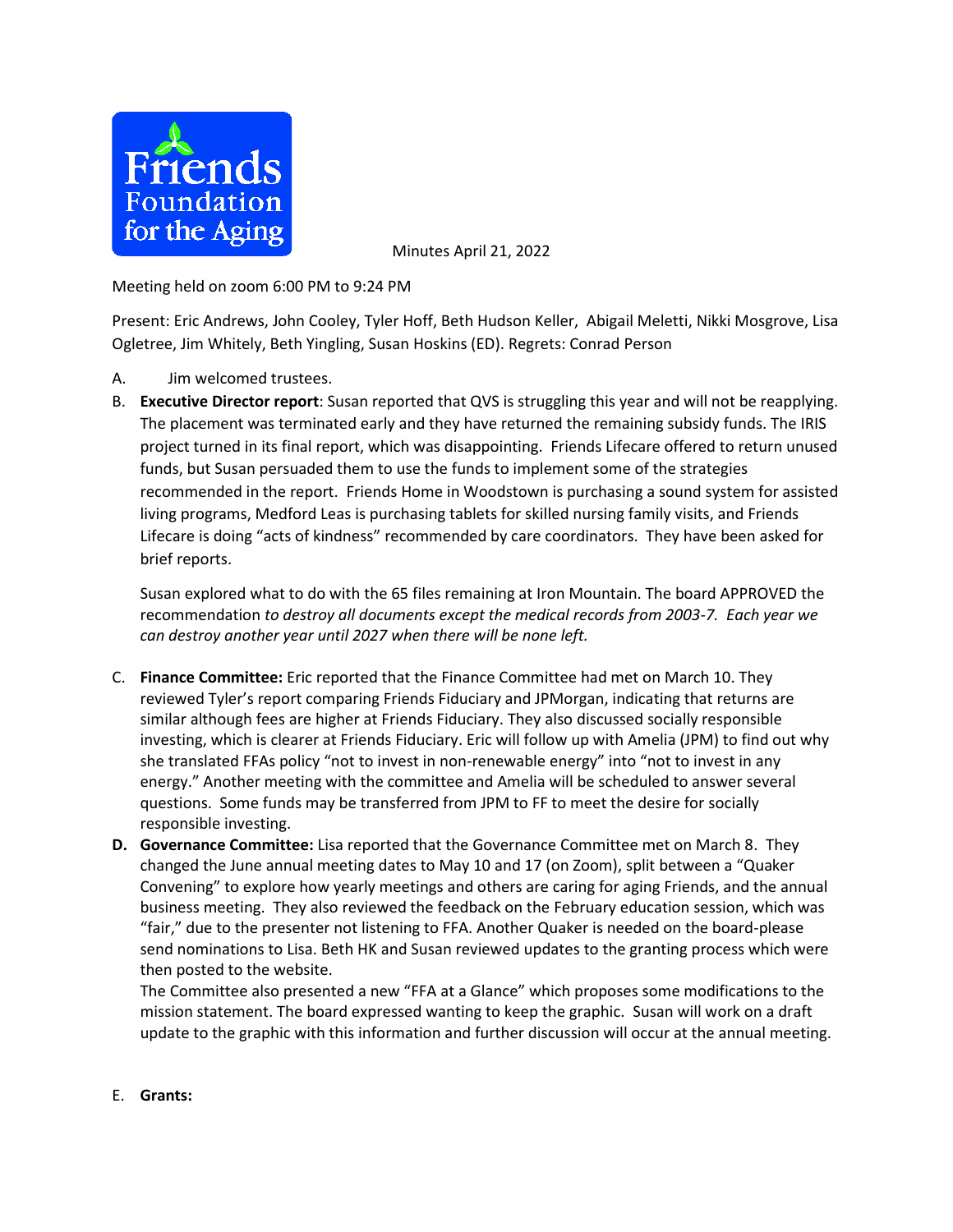Friends Foundation for the Aging

Minutes April 21, 2022

Meeting held on zoom 6:00 PM to 9:24 PM

Present: Eric Andrews, John Cooley, Tyler Hoff, Beth Hudson Keller, Abigail Meletti, Nikki Mosgrove, Lisa Ogletree, Jim Whitely, Beth Yingling, Susan Hoskins (ED). Regrets: Conrad Person

A. Jim welcomed trustees.

B. **Executive Director report**: Susan reported that QVS is struggling this year and will not be reapplying. The placement was terminated early and they have returned the remaining subsidy funds. The IRIS project turned in its final report, which was disappointing. Friends Lifecare offered to return unused funds, but Susan persuaded them to use the funds to implement some of the strategies recommended in the report. Friends Home in Woodstown is purchasing a sound system for assisted living programs, Medford Leas is purchasing tablets for skilled nursing family visits, and Friends Lifecare is doing "acts of kindness" recommended by care coordinators. They have been asked for brief reports.

   Susan explored what to do with the 65 files remaining at Iron Mountain. The board APPROVED the recommendation *to destroy all documents except the medical records from 2003-7. Each year we can destroy another year until 2027 when there will be none left.*

C. **Finance Committee:** Eric reported that the Finance Committee had met on March 10. They reviewed Tyler's report comparing Friends Fiduciary and JPMorgan, indicating that returns are similar although fees are higher at Friends Fiduciary. They also discussed socially responsible investing, which is clearer at Friends Fiduciary. Eric will follow up with Amelia (JPM) to find out why she translated FFAs policy "not to invest in non-renewable energy" into "not to invest in any energy." Another meeting with the committee and Amelia will be scheduled to answer several questions. Some funds may be transferred from JPM to FF to meet the desire for socially responsible investing.

**D. Governance Committee:** Lisa reported that the Governance Committee met on March 8. They changed the June annual meeting dates to May 10 and 17 (on Zoom), split between a "Quaker Convening" to explore how yearly meetings and others are caring for aging Friends, and the annual business meeting. They also reviewed the feedback on the February education session, which was "fair," due to the presenter not listening to FFA. Another Quaker is needed on the board-please send nominations to Lisa. Beth HK and Susan reviewed updates to the granting process which were then posted to the website.

   The Committee also presented a new "FFA at a Glance" which proposes some modifications to the mission statement. The board expressed wanting to keep the graphic. Susan will work on a draft update to the graphic with this information and further discussion will occur at the annual meeting.

E. **Grants:**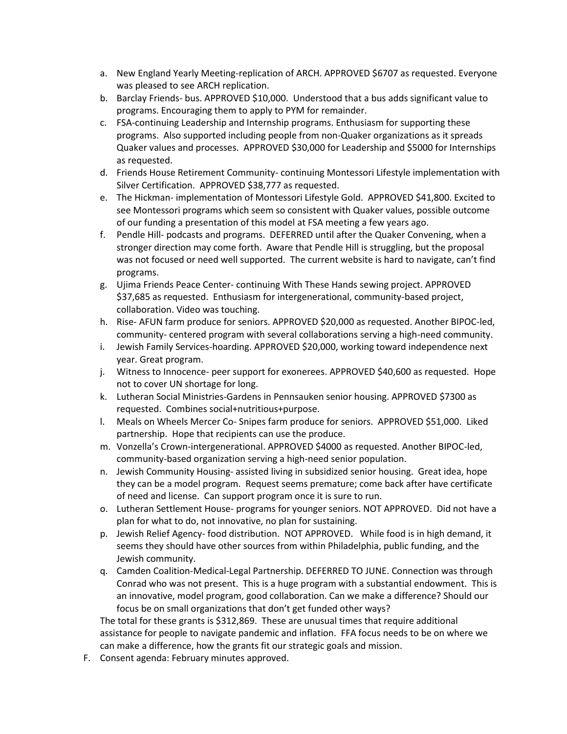a. New England Yearly Meeting-replication of ARCH. APPROVED $6707 as requested. Everyone was pleased to see ARCH replication.
b. Barclay Friends- bus. APPROVED $10,000. Understood that a bus adds significant value to programs. Encouraging them to apply to PYM for remainder.
c. FSA-continuing Leadership and Internship programs. Enthusiasm for supporting these programs. Also supported including people from non-Quaker organizations as it spreads Quaker values and processes. APPROVED $30,000 for Leadership and $5000 for Internships as requested.
d. Friends House Retirement Community- continuing Montessori Lifestyle implementation with Silver Certification. APPROVED $38,777 as requested.
e. The Hickman- implementation of Montessori Lifestyle Gold. APPROVED $41,800. Excited to see Montessori programs which seem so consistent with Quaker values, possible outcome of our funding a presentation of this model at FSA meeting a few years ago.
f. Pendle Hill- podcasts and programs. DEFERRED until after the Quaker Convening, when a stronger direction may come forth. Aware that Pendle Hill is struggling, but the proposal was not focused or need well supported. The current website is hard to navigate, can't find programs.
g. Ujima Friends Peace Center- continuing With These Hands sewing project. APPROVED $37,685 as requested. Enthusiasm for intergenerational, community-based project, collaboration. Video was touching.
h. Rise- AFUN farm produce for seniors. APPROVED $20,000 as requested. Another BIPOC-led, community- centered program with several collaborations serving a high-need community.
i. Jewish Family Services-hoarding. APPROVED $20,000, working toward independence next year. Great program.
j. Witness to Innocence- peer support for exonerees. APPROVED $40,600 as requested. Hope not to cover UN shortage for long.
k. Lutheran Social Ministries-Gardens in Pennsauken senior housing. APPROVED $7300 as requested. Combines social+nutritious+purpose.
l. Meals on Wheels Mercer Co- Snipes farm produce for seniors. APPROVED $51,000. Liked partnership. Hope that recipients can use the produce.
m. Vonzella's Crown-intergenerational. APPROVED $4000 as requested. Another BIPOC-led, community-based organization serving a high-need senior population.
n. Jewish Community Housing- assisted living in subsidized senior housing. Great idea, hope they can be a model program. Request seems premature; come back after have certificate of need and license. Can support program once it is sure to run.
o. Lutheran Settlement House- programs for younger seniors. NOT APPROVED. Did not have a plan for what to do, not innovative, no plan for sustaining.
p. Jewish Relief Agency- food distribution. NOT APPROVED. While food is in high demand, it seems they should have other sources from within Philadelphia, public funding, and the Jewish community.
q. Camden Coalition-Medical-Legal Partnership. DEFERRED TO JUNE. Connection was through Conrad who was not present. This is a huge program with a substantial endowment. This is an innovative, model program, good collaboration. Can we make a difference? Should our focus be on small organizations that don't get funded other ways?

The total for these grants is $312,869. These are unusual times that require additional assistance for people to navigate pandemic and inflation. FFA focus needs to be on where we can make a difference, how the grants fit our strategic goals and mission.

F. Consent agenda: February minutes approved.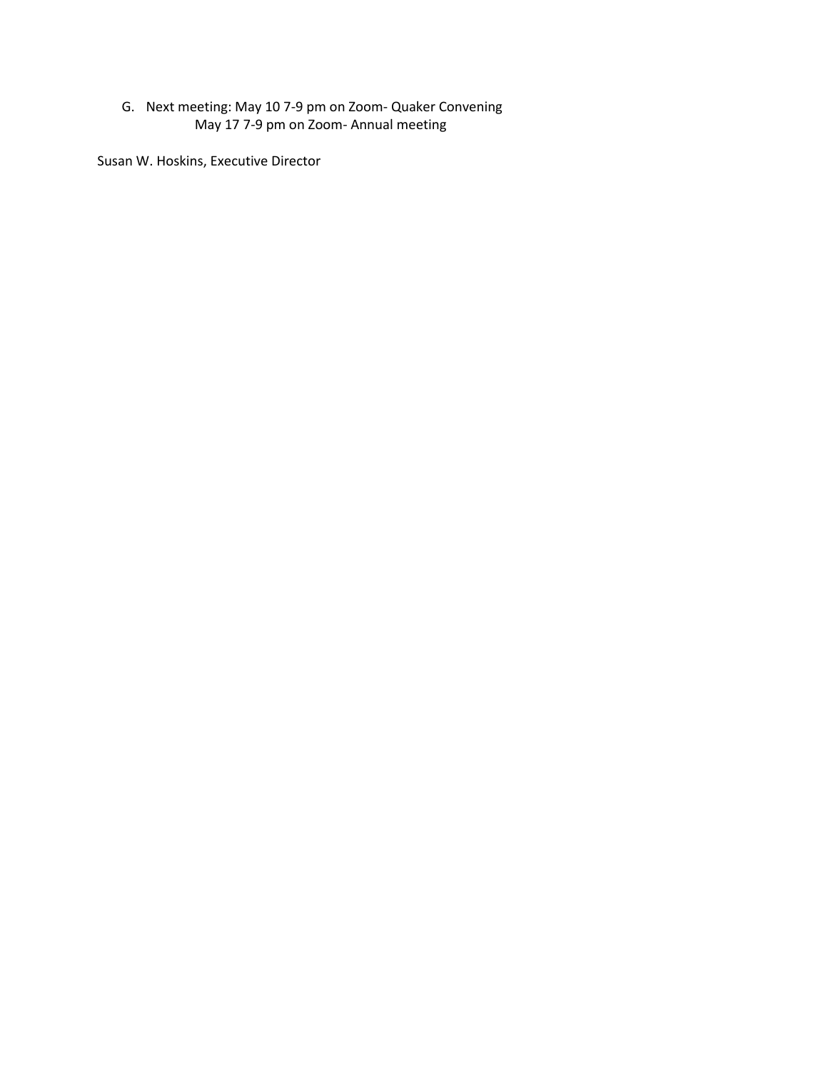G. Next meeting: May 10 7-9 pm on Zoom- Quaker Convening
   May 17 7-9 pm on Zoom- Annual meeting

Susan W. Hoskins, Executive Director